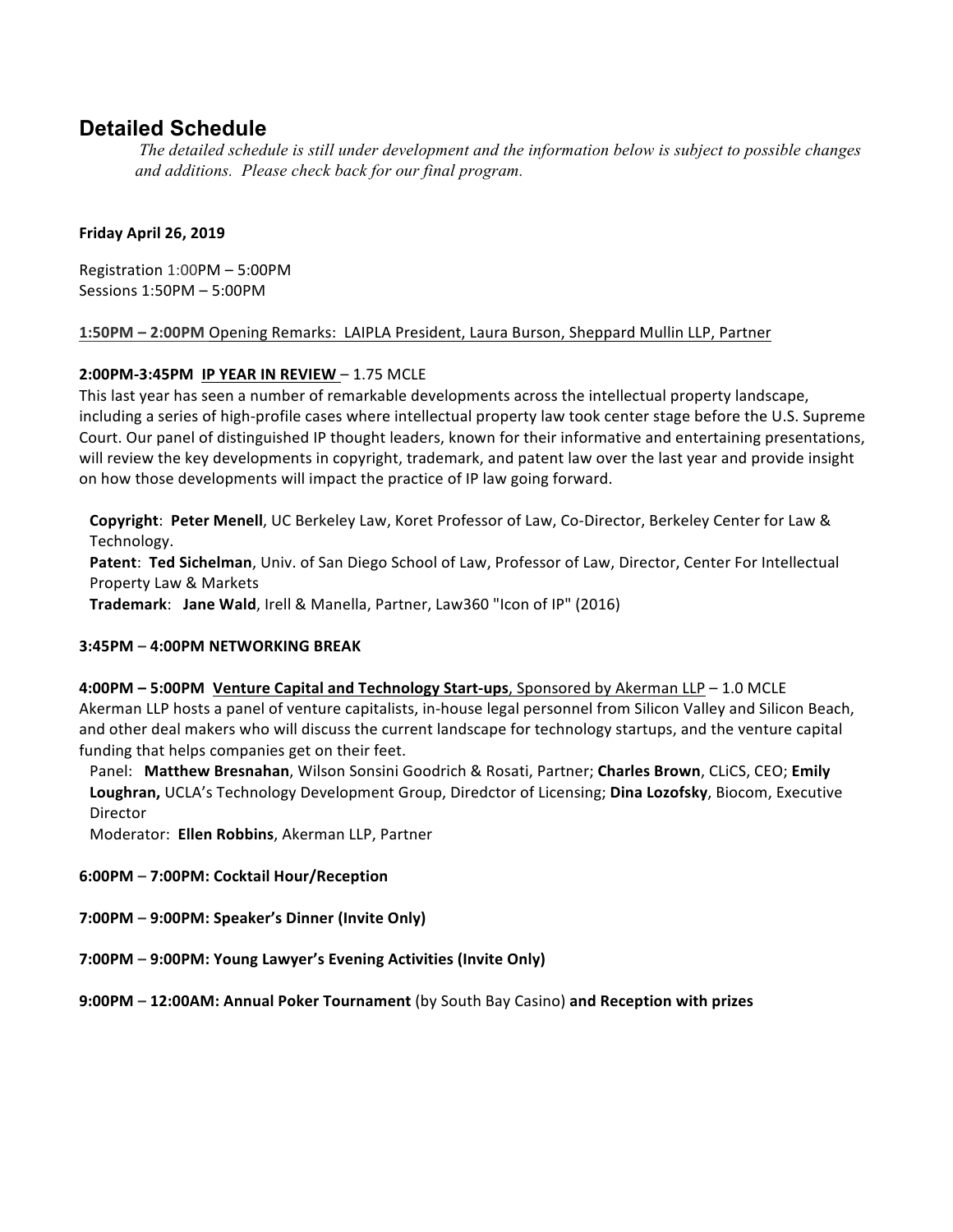## Detailed Schedule

*The detailed schedule is still under development and the information below is subject to possible changes and additions. Please check back for our final program.*

**Friday April 26, 2019**

Registration 1:00PM – 5:00PM
Sessions 1:50PM – 5:00PM

**1:50PM – 2:00PM** Opening Remarks: LAIPLA President, Laura Burson, Sheppard Mullin LLP, Partner

**2:00PM-3:45PM IP YEAR IN REVIEW** – 1.75 MCLE
This last year has seen a number of remarkable developments across the intellectual property landscape, including a series of high-profile cases where intellectual property law took center stage before the U.S. Supreme Court. Our panel of distinguished IP thought leaders, known for their informative and entertaining presentations, will review the key developments in copyright, trademark, and patent law over the last year and provide insight on how those developments will impact the practice of IP law going forward.

**Copyright**: **Peter Menell**, UC Berkeley Law, Koret Professor of Law, Co-Director, Berkeley Center for Law & Technology.
**Patent**: **Ted Sichelman**, Univ. of San Diego School of Law, Professor of Law, Director, Center For Intellectual Property Law & Markets
**Trademark**: **Jane Wald**, Irell & Manella, Partner, Law360 "Icon of IP" (2016)

**3:45PM – 4:00PM NETWORKING BREAK**

**4:00PM – 5:00PM Venture Capital and Technology Start-ups**, Sponsored by Akerman LLP – 1.0 MCLE
Akerman LLP hosts a panel of venture capitalists, in-house legal personnel from Silicon Valley and Silicon Beach, and other deal makers who will discuss the current landscape for technology startups, and the venture capital funding that helps companies get on their feet.
Panel: **Matthew Bresnahan**, Wilson Sonsini Goodrich & Rosati, Partner; **Charles Brown**, CLiCS, CEO; **Emily Loughran,** UCLA's Technology Development Group, Diredctor of Licensing; **Dina Lozofsky**, Biocom, Executive Director
Moderator: **Ellen Robbins**, Akerman LLP, Partner

**6:00PM – 7:00PM: Cocktail Hour/Reception**

**7:00PM – 9:00PM: Speaker's Dinner (Invite Only)**

**7:00PM – 9:00PM: Young Lawyer's Evening Activities (Invite Only)**

**9:00PM – 12:00AM: Annual Poker Tournament** (by South Bay Casino) **and Reception with prizes**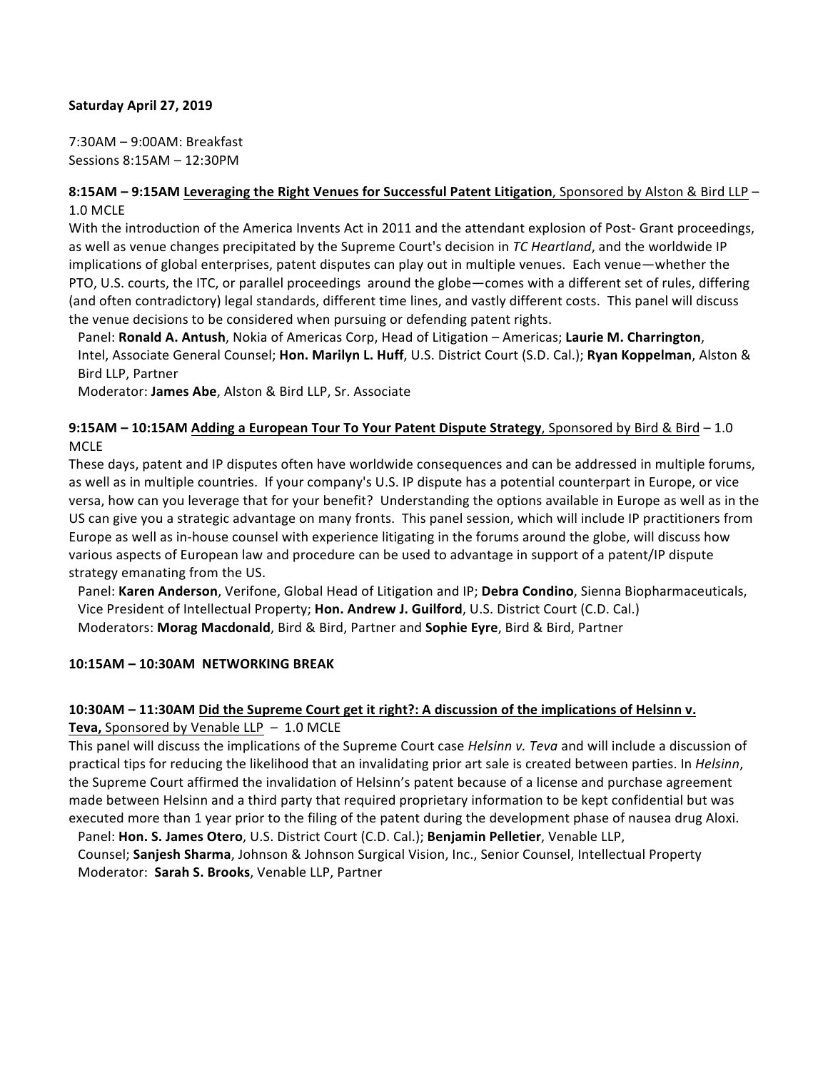**Saturday April 27, 2019**

7:30AM – 9:00AM: Breakfast
Sessions 8:15AM – 12:30PM

**8:15AM – 9:15AM** **Leveraging the Right Venues for Successful Patent Litigation**, Sponsored by Alston & Bird LLP – 1.0 MCLE

With the introduction of the America Invents Act in 2011 and the attendant explosion of Post- Grant proceedings, as well as venue changes precipitated by the Supreme Court's decision in *TC Heartland*, and the worldwide IP implications of global enterprises, patent disputes can play out in multiple venues. Each venue—whether the PTO, U.S. courts, the ITC, or parallel proceedings around the globe—comes with a different set of rules, differing (and often contradictory) legal standards, different time lines, and vastly different costs. This panel will discuss the venue decisions to be considered when pursuing or defending patent rights.

Panel: **Ronald A. Antush**, Nokia of Americas Corp, Head of Litigation – Americas; **Laurie M. Charrington**, Intel, Associate General Counsel; **Hon. Marilyn L. Huff**, U.S. District Court (S.D. Cal.); **Ryan Koppelman**, Alston & Bird LLP, Partner

Moderator: **James Abe**, Alston & Bird LLP, Sr. Associate

**9:15AM – 10:15AM** **Adding a European Tour To Your Patent Dispute Strategy**, Sponsored by Bird & Bird – 1.0 MCLE

These days, patent and IP disputes often have worldwide consequences and can be addressed in multiple forums, as well as in multiple countries. If your company's U.S. IP dispute has a potential counterpart in Europe, or vice versa, how can you leverage that for your benefit? Understanding the options available in Europe as well as in the US can give you a strategic advantage on many fronts. This panel session, which will include IP practitioners from Europe as well as in-house counsel with experience litigating in the forums around the globe, will discuss how various aspects of European law and procedure can be used to advantage in support of a patent/IP dispute strategy emanating from the US.

Panel: **Karen Anderson**, Verifone, Global Head of Litigation and IP; **Debra Condino**, Sienna Biopharmaceuticals, Vice President of Intellectual Property; **Hon. Andrew J. Guilford**, U.S. District Court (C.D. Cal.)

Moderators: **Morag Macdonald**, Bird & Bird, Partner and **Sophie Eyre**, Bird & Bird, Partner

**10:15AM – 10:30AM NETWORKING BREAK**

**10:30AM – 11:30AM** **Did the Supreme Court get it right?: A discussion of the implications of Helsinn v. Teva,** Sponsored by Venable LLP – 1.0 MCLE

This panel will discuss the implications of the Supreme Court case *Helsinn v. Teva* and will include a discussion of practical tips for reducing the likelihood that an invalidating prior art sale is created between parties. In *Helsinn*, the Supreme Court affirmed the invalidation of Helsinn's patent because of a license and purchase agreement made between Helsinn and a third party that required proprietary information to be kept confidential but was executed more than 1 year prior to the filing of the patent during the development phase of nausea drug Aloxi.

Panel: **Hon. S. James Otero**, U.S. District Court (C.D. Cal.); **Benjamin Pelletier**, Venable LLP, Counsel; **Sanjesh Sharma**, Johnson & Johnson Surgical Vision, Inc., Senior Counsel, Intellectual Property

Moderator: **Sarah S. Brooks**, Venable LLP, Partner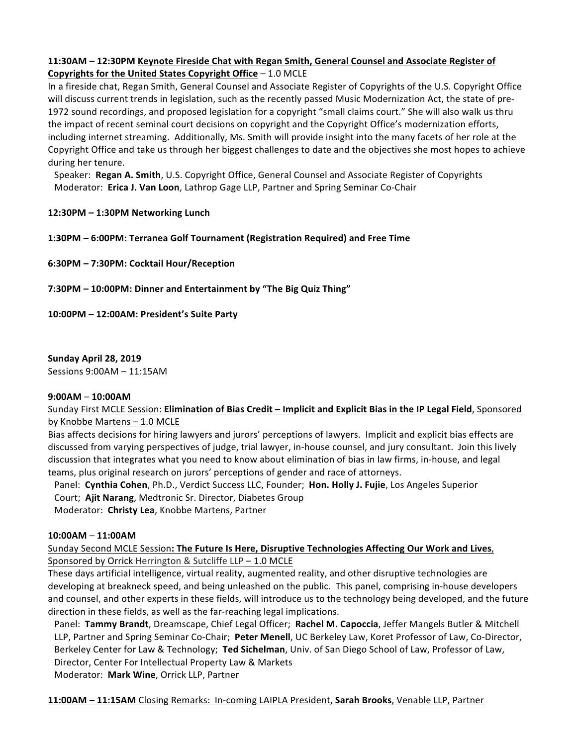**11:30AM – 12:30PM <u>Keynote Fireside Chat with Regan Smith, General Counsel and Associate Register of Copyrights for the United States Copyright Office</u>** – 1.0 MCLE

In a fireside chat, Regan Smith, General Counsel and Associate Register of Copyrights of the U.S. Copyright Office will discuss current trends in legislation, such as the recently passed Music Modernization Act, the state of pre-1972 sound recordings, and proposed legislation for a copyright "small claims court." She will also walk us thru the impact of recent seminal court decisions on copyright and the Copyright Office's modernization efforts, including internet streaming. Additionally, Ms. Smith will provide insight into the many facets of her role at the Copyright Office and take us through her biggest challenges to date and the objectives she most hopes to achieve during her tenure.

Speaker: **Regan A. Smith**, U.S. Copyright Office, General Counsel and Associate Register of Copyrights
Moderator: **Erica J. Van Loon**, Lathrop Gage LLP, Partner and Spring Seminar Co-Chair

**12:30PM – 1:30PM Networking Lunch**

**1:30PM – 6:00PM: Terranea Golf Tournament (Registration Required) and Free Time**

**6:30PM – 7:30PM: Cocktail Hour/Reception**

**7:30PM – 10:00PM: Dinner and Entertainment by "The Big Quiz Thing"**

**10:00PM – 12:00AM: President's Suite Party**

**Sunday April 28, 2019**
Sessions 9:00AM – 11:15AM

**9:00AM – 10:00AM**

<u>Sunday First MCLE Session: **Elimination of Bias Credit – Implicit and Explicit Bias in the IP Legal Field**, Sponsored by Knobbe Martens – 1.0 MCLE</u>

Bias affects decisions for hiring lawyers and jurors' perceptions of lawyers. Implicit and explicit bias effects are discussed from varying perspectives of judge, trial lawyer, in-house counsel, and jury consultant. Join this lively discussion that integrates what you need to know about elimination of bias in law firms, in-house, and legal teams, plus original research on jurors' perceptions of gender and race of attorneys.

Panel: **Cynthia Cohen**, Ph.D., Verdict Success LLC, Founder; **Hon. Holly J. Fujie**, Los Angeles Superior Court; **Ajit Narang**, Medtronic Sr. Director, Diabetes Group
Moderator: **Christy Lea**, Knobbe Martens, Partner

**10:00AM – 11:00AM**

<u>Sunday Second MCLE Session**: The Future Is Here, Disruptive Technologies Affecting Our Work and Lives**, Sponsored by Orrick Herrington & Sutcliffe LLP – 1.0 MCLE</u>

These days artificial intelligence, virtual reality, augmented reality, and other disruptive technologies are developing at breakneck speed, and being unleashed on the public. This panel, comprising in-house developers and counsel, and other experts in these fields, will introduce us to the technology being developed, and the future direction in these fields, as well as the far-reaching legal implications.

Panel: **Tammy Brandt**, Dreamscape, Chief Legal Officer; **Rachel M. Capoccia**, Jeffer Mangels Butler & Mitchell LLP, Partner and Spring Seminar Co-Chair; **Peter Menell**, UC Berkeley Law, Koret Professor of Law, Co-Director, Berkeley Center for Law & Technology; **Ted Sichelman**, Univ. of San Diego School of Law, Professor of Law, Director, Center For Intellectual Property Law & Markets
Moderator: **Mark Wine**, Orrick LLP, Partner

<u>**11:00AM – 11:15AM** Closing Remarks: In-coming LAIPLA President, **Sarah Brooks**, Venable LLP, Partner</u>